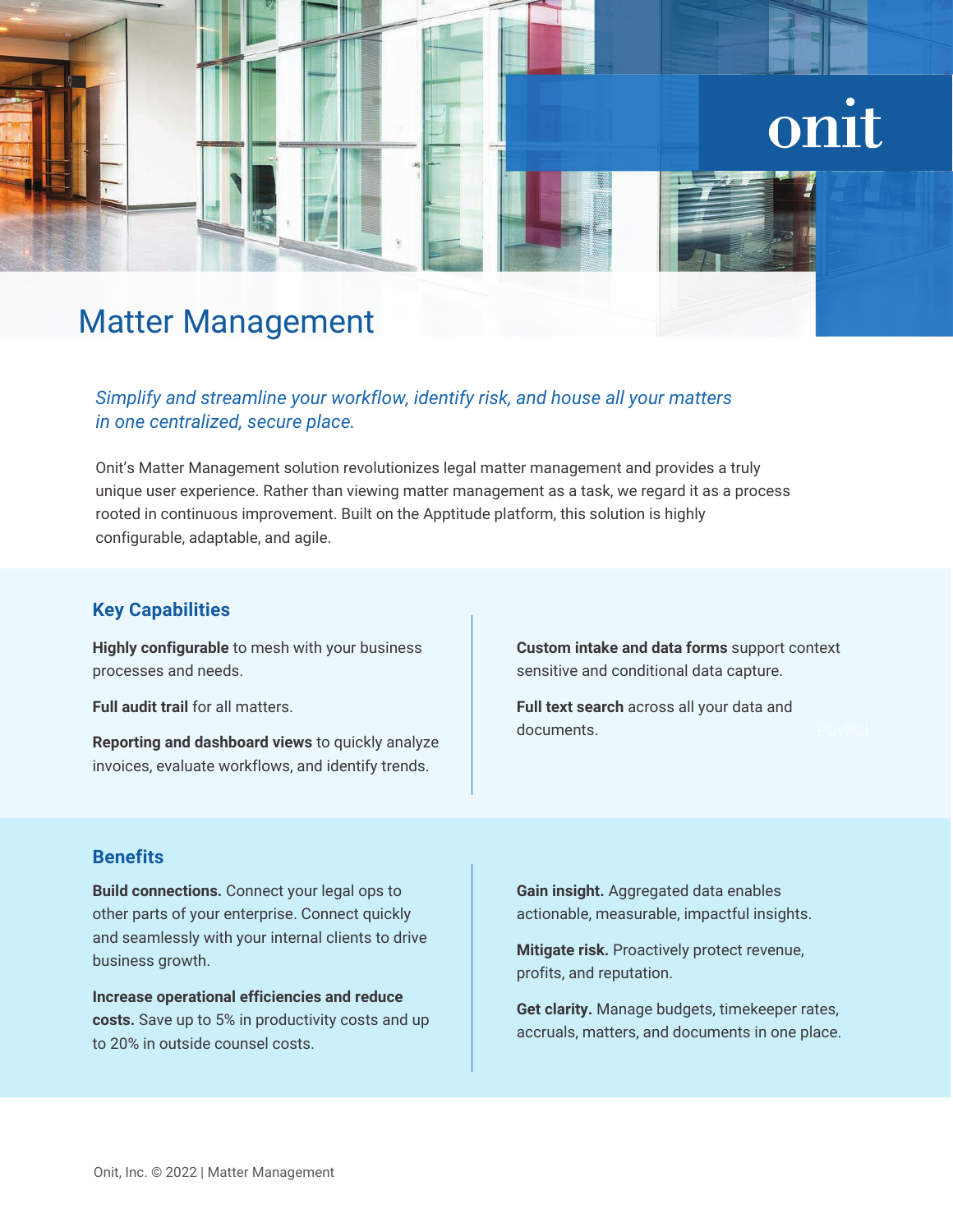# Matter Management

*Simplify and streamline your workflow, identify risk, and house all your matters in one centralized, secure place.*

Onit's Matter Management solution revolutionizes legal matter management and provides a truly unique user experience. Rather than viewing matter management as a task, we regard it as a process rooted in continuous improvement. Built on the Apptitude platform, this solution is highly configurable, adaptable, and agile.

## Key Capabilities

**Highly configurable** to mesh with your business processes and needs.

**Full audit trail** for all matters.

**Reporting and dashboard views** to quickly analyze invoices, evaluate workflows, and identify trends.

**Custom intake and data forms** support context sensitive and conditional data capture.

**Full text search** across all your data and documents.

## Benefits

**Build connections.** Connect your legal ops to other parts of your enterprise. Connect quickly and seamlessly with your internal clients to drive business growth.

**Increase operational efficiencies and reduce costs.** Save up to 5% in productivity costs and up to 20% in outside counsel costs.

**Gain insight.** Aggregated data enables actionable, measurable, impactful insights.

**Mitigate risk.** Proactively protect revenue, profits, and reputation.

**Get clarity.** Manage budgets, timekeeper rates, accruals, matters, and documents in one place.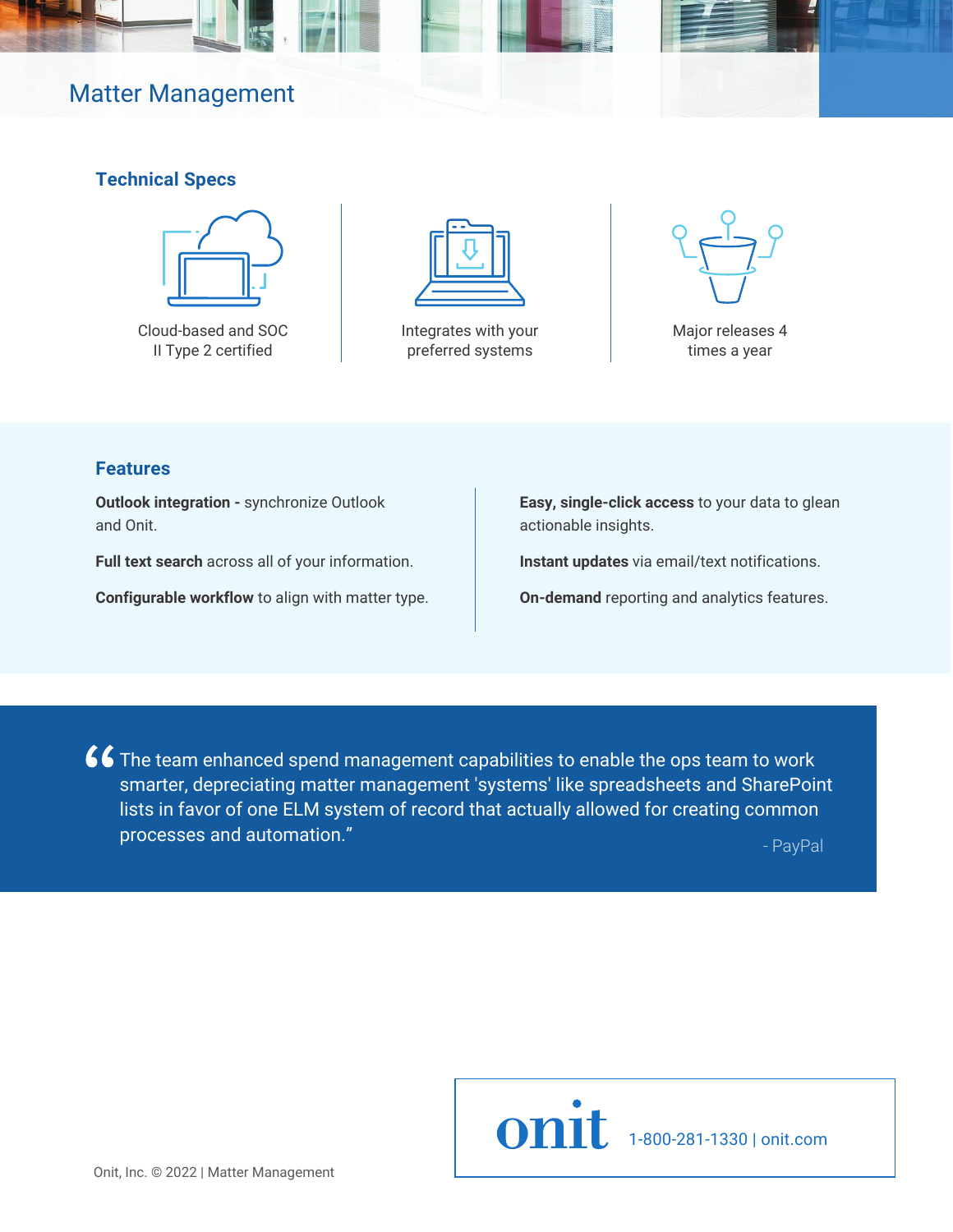# Matter Management

## Technical Specs

Cloud-based and SOC II Type 2 certified

Integrates with your preferred systems

Major releases 4 times a year

## Features

**Outlook integration -** synchronize Outlook and Onit.

**Full text search** across all of your information.

**Configurable workflow** to align with matter type.

**Easy, single-click access** to your data to glean actionable insights.

**Instant updates** via email/text notifications.

**On-demand** reporting and analytics features.

> "The team enhanced spend management capabilities to enable the ops team to work smarter, depreciating matter management 'systems' like spreadsheets and SharePoint lists in favor of one ELM system of record that actually allowed for creating common processes and automation."
>
> \- PayPal

onit 1-800-281-1330 | onit.com

Onit, Inc. © 2022 | Matter Management